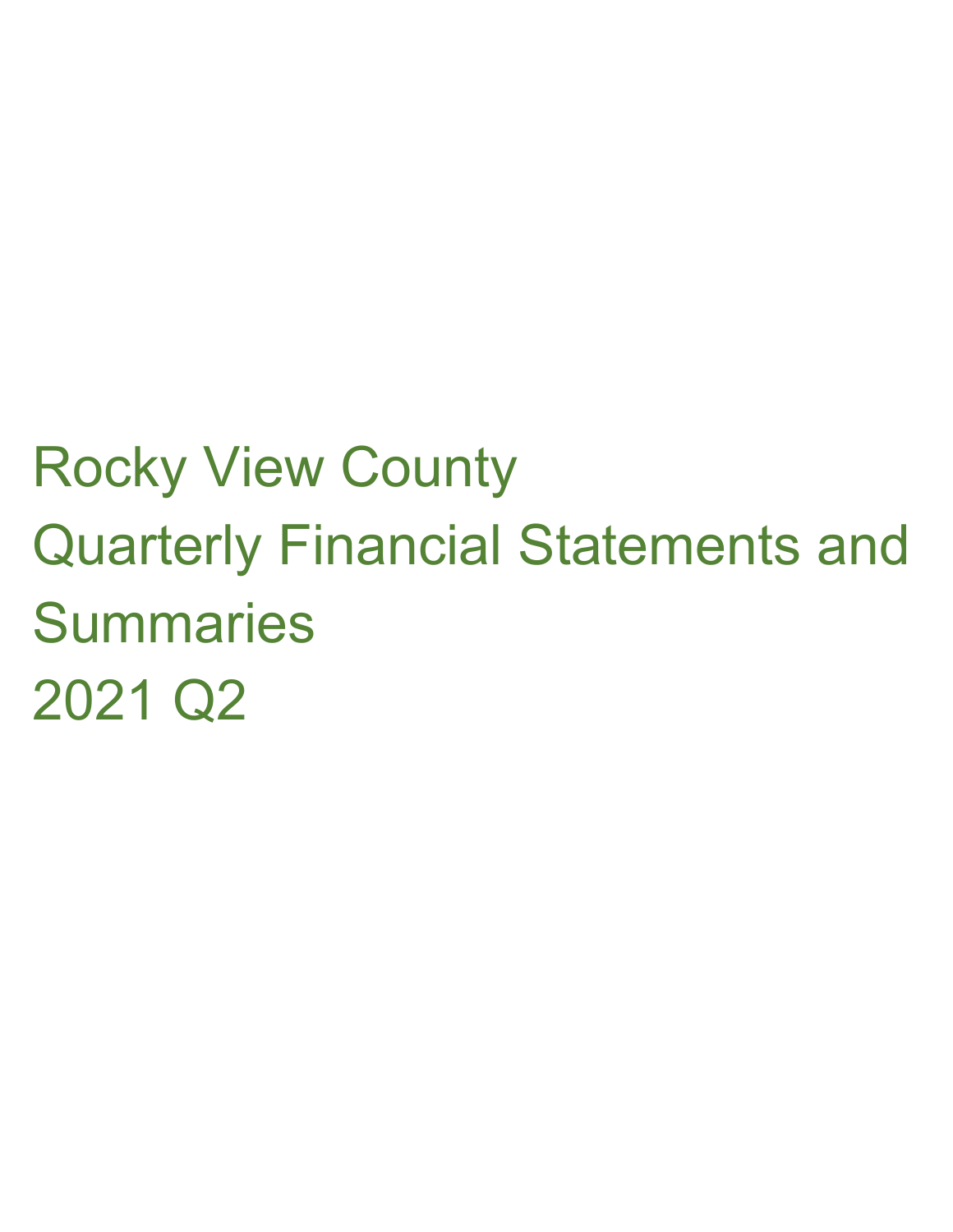# Rocky View County

# Quarterly Financial Statements and Summaries

# 2021 Q2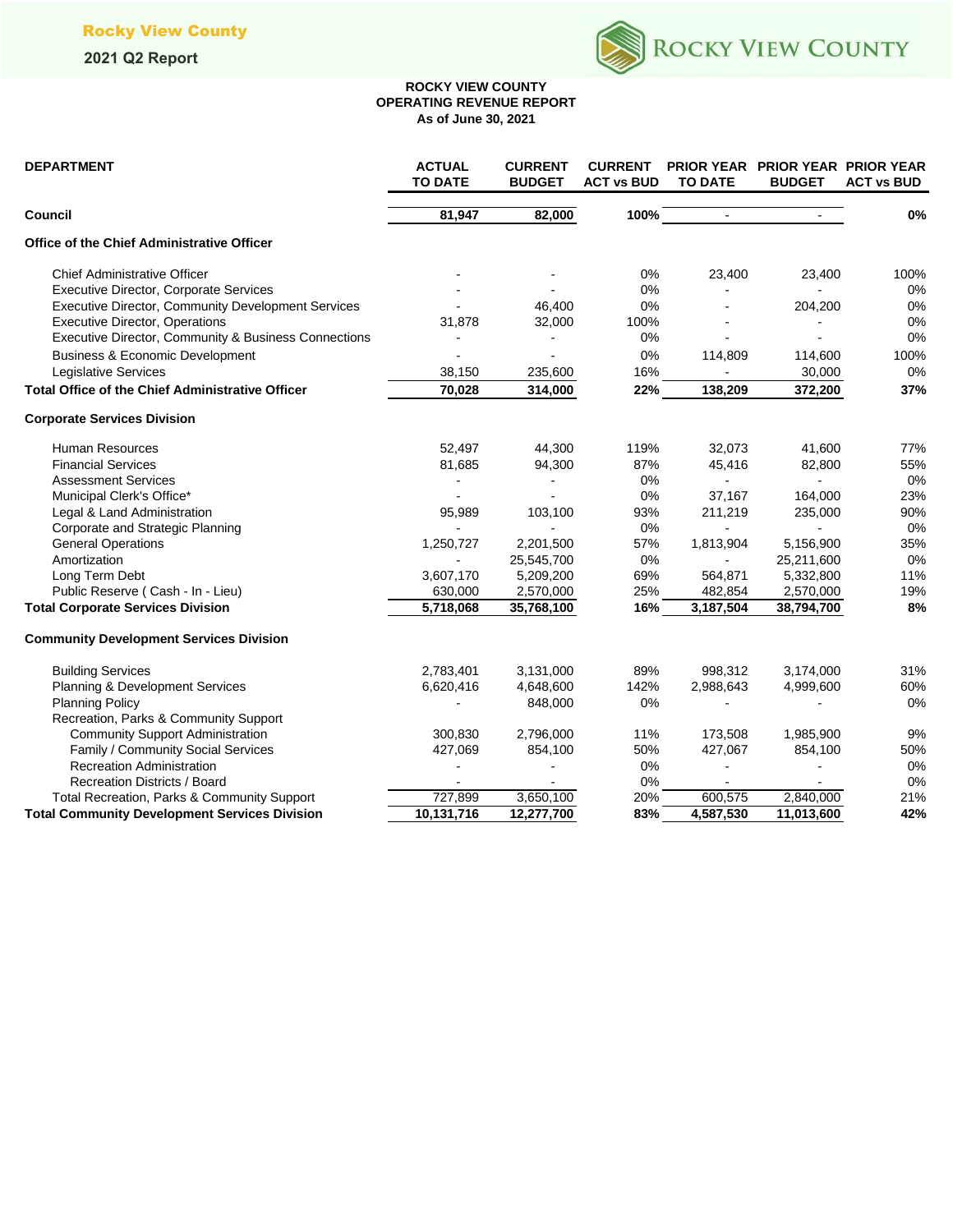# ROCKY VIEW COUNTY
## OPERATING REVENUE REPORT
### As of June 30, 2021

| DEPARTMENT | ACTUAL TO DATE | CURRENT BUDGET | CURRENT ACT vs BUD | PRIOR YEAR TO DATE | PRIOR YEAR BUDGET | PRIOR YEAR ACT vs BUD |
|---|---|---|---|---|---|---|
| **Council** | **81,947** | **82,000** | **100%** | - | - | **0%** |
| **Office of the Chief Administrative Officer** | | | | | | |
| Chief Administrative Officer | - | - | 0% | 23,400 | 23,400 | 100% |
| Executive Director, Corporate Services | - | - | 0% | - | - | 0% |
| Executive Director, Community Development Services | - | 46,400 | 0% | - | 204,200 | 0% |
| Executive Director, Operations | 31,878 | 32,000 | 100% | - | - | 0% |
| Executive Director, Community & Business Connections | - | - | 0% | - | - | 0% |
| Business & Economic Development | - | - | 0% | 114,809 | 114,600 | 100% |
| Legislative Services | 38,150 | 235,600 | 16% | - | 30,000 | 0% |
| **Total Office of the Chief Administrative Officer** | **70,028** | **314,000** | **22%** | **138,209** | **372,200** | **37%** |
| **Corporate Services Division** | | | | | | |
| Human Resources | 52,497 | 44,300 | 119% | 32,073 | 41,600 | 77% |
| Financial Services | 81,685 | 94,300 | 87% | 45,416 | 82,800 | 55% |
| Assessment Services | - | - | 0% | - | - | 0% |
| Municipal Clerk's Office* | - | - | 0% | 37,167 | 164,000 | 23% |
| Legal & Land Administration | 95,989 | 103,100 | 93% | 211,219 | 235,000 | 90% |
| Corporate and Strategic Planning | - | - | 0% | - | - | 0% |
| General Operations | 1,250,727 | 2,201,500 | 57% | 1,813,904 | 5,156,900 | 35% |
| Amortization | - | 25,545,700 | 0% | - | 25,211,600 | 0% |
| Long Term Debt | 3,607,170 | 5,209,200 | 69% | 564,871 | 5,332,800 | 11% |
| Public Reserve ( Cash - In - Lieu) | 630,000 | 2,570,000 | 25% | 482,854 | 2,570,000 | 19% |
| **Total Corporate Services Division** | **5,718,068** | **35,768,100** | **16%** | **3,187,504** | **38,794,700** | **8%** |
| **Community Development Services Division** | | | | | | |
| Building Services | 2,783,401 | 3,131,000 | 89% | 998,312 | 3,174,000 | 31% |
| Planning & Development Services | 6,620,416 | 4,648,600 | 142% | 2,988,643 | 4,999,600 | 60% |
| Planning Policy | - | 848,000 | 0% | - | - | 0% |
| Recreation, Parks & Community Support | | | | | | |
| Community Support Administration | 300,830 | 2,796,000 | 11% | 173,508 | 1,985,900 | 9% |
| Family / Community Social Services | 427,069 | 854,100 | 50% | 427,067 | 854,100 | 50% |
| Recreation Administration | - | - | 0% | - | - | 0% |
| Recreation Districts / Board | - | - | 0% | - | - | 0% |
| Total Recreation, Parks & Community Support | 727,899 | 3,650,100 | 20% | 600,575 | 2,840,000 | 21% |
| **Total Community Development Services Division** | **10,131,716** | **12,277,700** | **83%** | **4,587,530** | **11,013,600** | **42%** |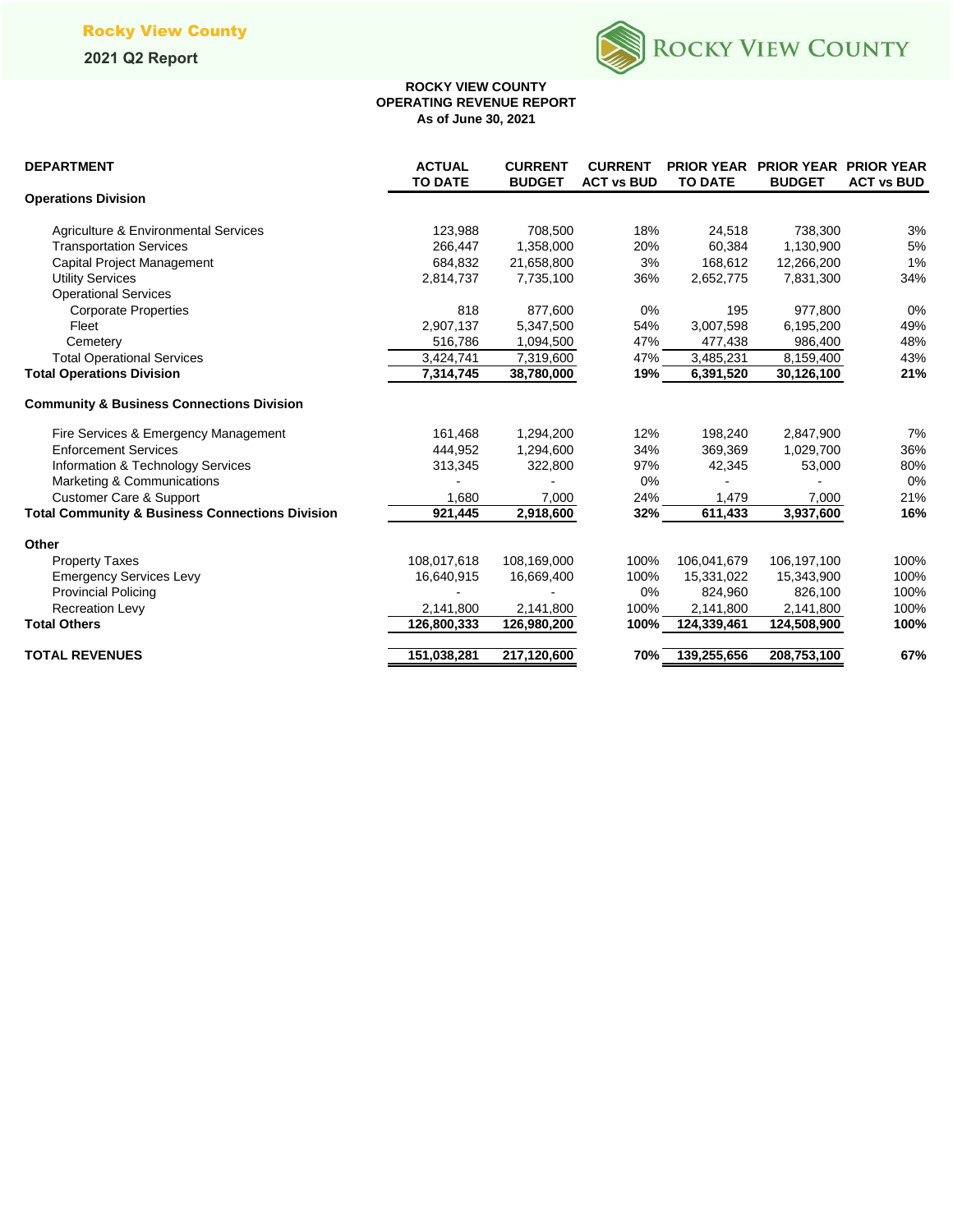# ROCKY VIEW COUNTY
## OPERATING REVENUE REPORT
### As of June 30, 2021

| DEPARTMENT | ACTUAL TO DATE | CURRENT BUDGET | CURRENT ACT vs BUD | PRIOR YEAR TO DATE | PRIOR YEAR BUDGET | PRIOR YEAR ACT vs BUD |
|---|---|---|---|---|---|---|
| **Operations Division** | | | | | | |
| Agriculture & Environmental Services | 123,988 | 708,500 | 18% | 24,518 | 738,300 | 3% |
| Transportation Services | 266,447 | 1,358,000 | 20% | 60,384 | 1,130,900 | 5% |
| Capital Project Management | 684,832 | 21,658,800 | 3% | 168,612 | 12,266,200 | 1% |
| Utility Services | 2,814,737 | 7,735,100 | 36% | 2,652,775 | 7,831,300 | 34% |
| Operational Services | | | | | | |
| Corporate Properties | 818 | 877,600 | 0% | 195 | 977,800 | 0% |
| Fleet | 2,907,137 | 5,347,500 | 54% | 3,007,598 | 6,195,200 | 49% |
| Cemetery | 516,786 | 1,094,500 | 47% | 477,438 | 986,400 | 48% |
| Total Operational Services | 3,424,741 | 7,319,600 | 47% | 3,485,231 | 8,159,400 | 43% |
| **Total Operations Division** | **7,314,745** | **38,780,000** | **19%** | **6,391,520** | **30,126,100** | **21%** |
| **Community & Business Connections Division** | | | | | | |
| Fire Services & Emergency Management | 161,468 | 1,294,200 | 12% | 198,240 | 2,847,900 | 7% |
| Enforcement Services | 444,952 | 1,294,600 | 34% | 369,369 | 1,029,700 | 36% |
| Information & Technology Services | 313,345 | 322,800 | 97% | 42,345 | 53,000 | 80% |
| Marketing & Communications | - | - | 0% | - | - | 0% |
| Customer Care & Support | 1,680 | 7,000 | 24% | 1,479 | 7,000 | 21% |
| **Total Community & Business Connections Division** | **921,445** | **2,918,600** | **32%** | **611,433** | **3,937,600** | **16%** |
| **Other** | | | | | | |
| Property Taxes | 108,017,618 | 108,169,000 | 100% | 106,041,679 | 106,197,100 | 100% |
| Emergency Services Levy | 16,640,915 | 16,669,400 | 100% | 15,331,022 | 15,343,900 | 100% |
| Provincial Policing | - | - | 0% | 824,960 | 826,100 | 100% |
| Recreation Levy | 2,141,800 | 2,141,800 | 100% | 2,141,800 | 2,141,800 | 100% |
| **Total Others** | **126,800,333** | **126,980,200** | **100%** | **124,339,461** | **124,508,900** | **100%** |
| **TOTAL REVENUES** | **151,038,281** | **217,120,600** | **70%** | **139,255,656** | **208,753,100** | **67%** |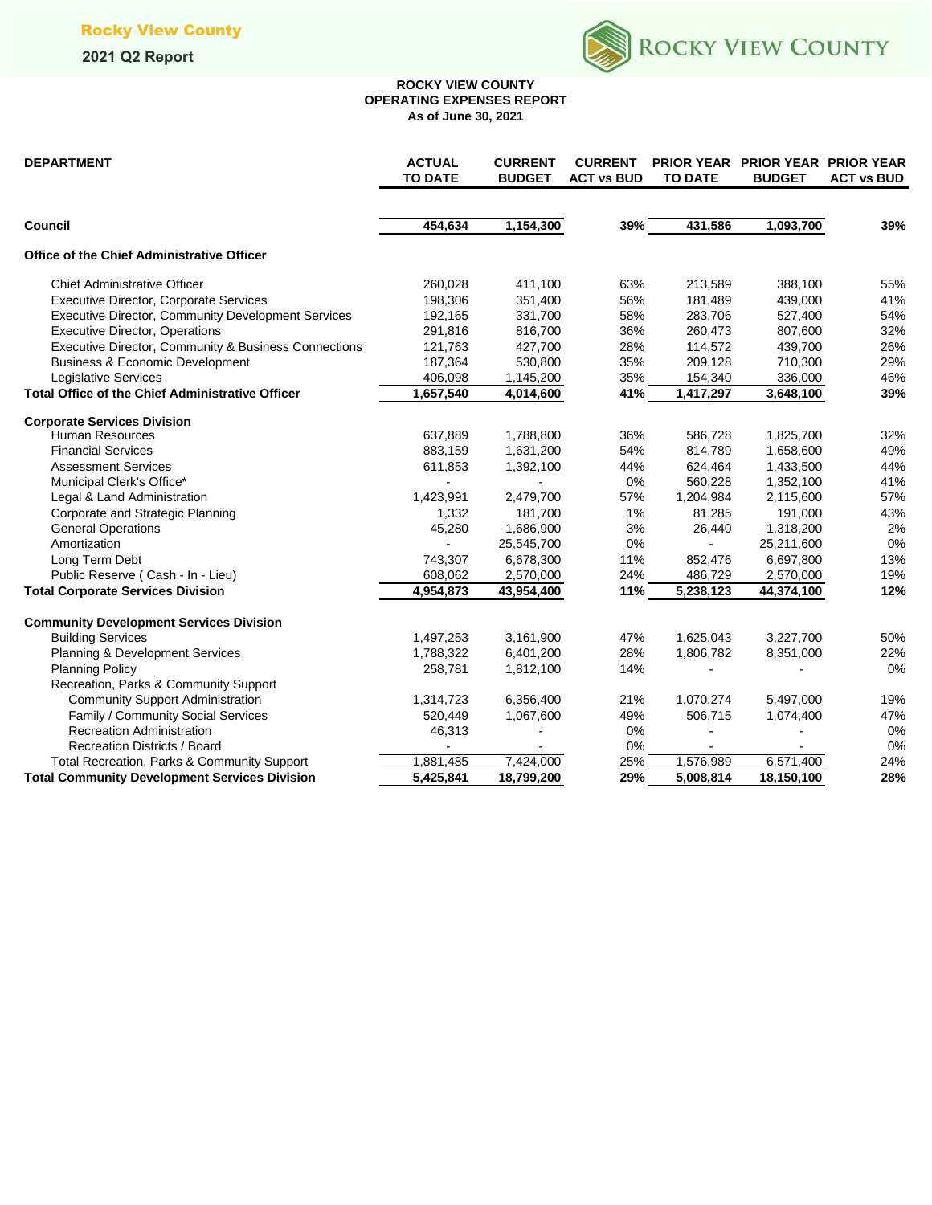# ROCKY VIEW COUNTY
## OPERATING EXPENSES REPORT
### As of June 30, 2021

| DEPARTMENT | ACTUAL TO DATE | CURRENT BUDGET | CURRENT ACT vs BUD | PRIOR YEAR TO DATE | PRIOR YEAR BUDGET | PRIOR YEAR ACT vs BUD |
|---|---|---|---|---|---|---|
| **Council** | **454,634** | **1,154,300** | **39%** | **431,586** | **1,093,700** | **39%** |
| **Office of the Chief Administrative Officer** | | | | | | |
| Chief Administrative Officer | 260,028 | 411,100 | 63% | 213,589 | 388,100 | 55% |
| Executive Director, Corporate Services | 198,306 | 351,400 | 56% | 181,489 | 439,000 | 41% |
| Executive Director, Community Development Services | 192,165 | 331,700 | 58% | 283,706 | 527,400 | 54% |
| Executive Director, Operations | 291,816 | 816,700 | 36% | 260,473 | 807,600 | 32% |
| Executive Director, Community & Business Connections | 121,763 | 427,700 | 28% | 114,572 | 439,700 | 26% |
| Business & Economic Development | 187,364 | 530,800 | 35% | 209,128 | 710,300 | 29% |
| Legislative Services | 406,098 | 1,145,200 | 35% | 154,340 | 336,000 | 46% |
| **Total Office of the Chief Administrative Officer** | **1,657,540** | **4,014,600** | **41%** | **1,417,297** | **3,648,100** | **39%** |
| **Corporate Services Division** | | | | | | |
| Human Resources | 637,889 | 1,788,800 | 36% | 586,728 | 1,825,700 | 32% |
| Financial Services | 883,159 | 1,631,200 | 54% | 814,789 | 1,658,600 | 49% |
| Assessment Services | 611,853 | 1,392,100 | 44% | 624,464 | 1,433,500 | 44% |
| Municipal Clerk's Office* | - | - | 0% | 560,228 | 1,352,100 | 41% |
| Legal & Land Administration | 1,423,991 | 2,479,700 | 57% | 1,204,984 | 2,115,600 | 57% |
| Corporate and Strategic Planning | 1,332 | 181,700 | 1% | 81,285 | 191,000 | 43% |
| General Operations | 45,280 | 1,686,900 | 3% | 26,440 | 1,318,200 | 2% |
| Amortization | - | 25,545,700 | 0% | - | 25,211,600 | 0% |
| Long Term Debt | 743,307 | 6,678,300 | 11% | 852,476 | 6,697,800 | 13% |
| Public Reserve ( Cash - In - Lieu) | 608,062 | 2,570,000 | 24% | 486,729 | 2,570,000 | 19% |
| **Total Corporate Services Division** | **4,954,873** | **43,954,400** | **11%** | **5,238,123** | **44,374,100** | **12%** |
| **Community Development Services Division** | | | | | | |
| Building Services | 1,497,253 | 3,161,900 | 47% | 1,625,043 | 3,227,700 | 50% |
| Planning & Development Services | 1,788,322 | 6,401,200 | 28% | 1,806,782 | 8,351,000 | 22% |
| Planning Policy | 258,781 | 1,812,100 | 14% | - | - | 0% |
| Recreation, Parks & Community Support | | | | | | |
| Community Support Administration | 1,314,723 | 6,356,400 | 21% | 1,070,274 | 5,497,000 | 19% |
| Family / Community Social Services | 520,449 | 1,067,600 | 49% | 506,715 | 1,074,400 | 47% |
| Recreation Administration | 46,313 | - | 0% | - | - | 0% |
| Recreation Districts / Board | - | - | 0% | - | - | 0% |
| Total Recreation, Parks & Community Support | 1,881,485 | 7,424,000 | 25% | 1,576,989 | 6,571,400 | 24% |
| **Total Community Development Services Division** | **5,425,841** | **18,799,200** | **29%** | **5,008,814** | **18,150,100** | **28%** |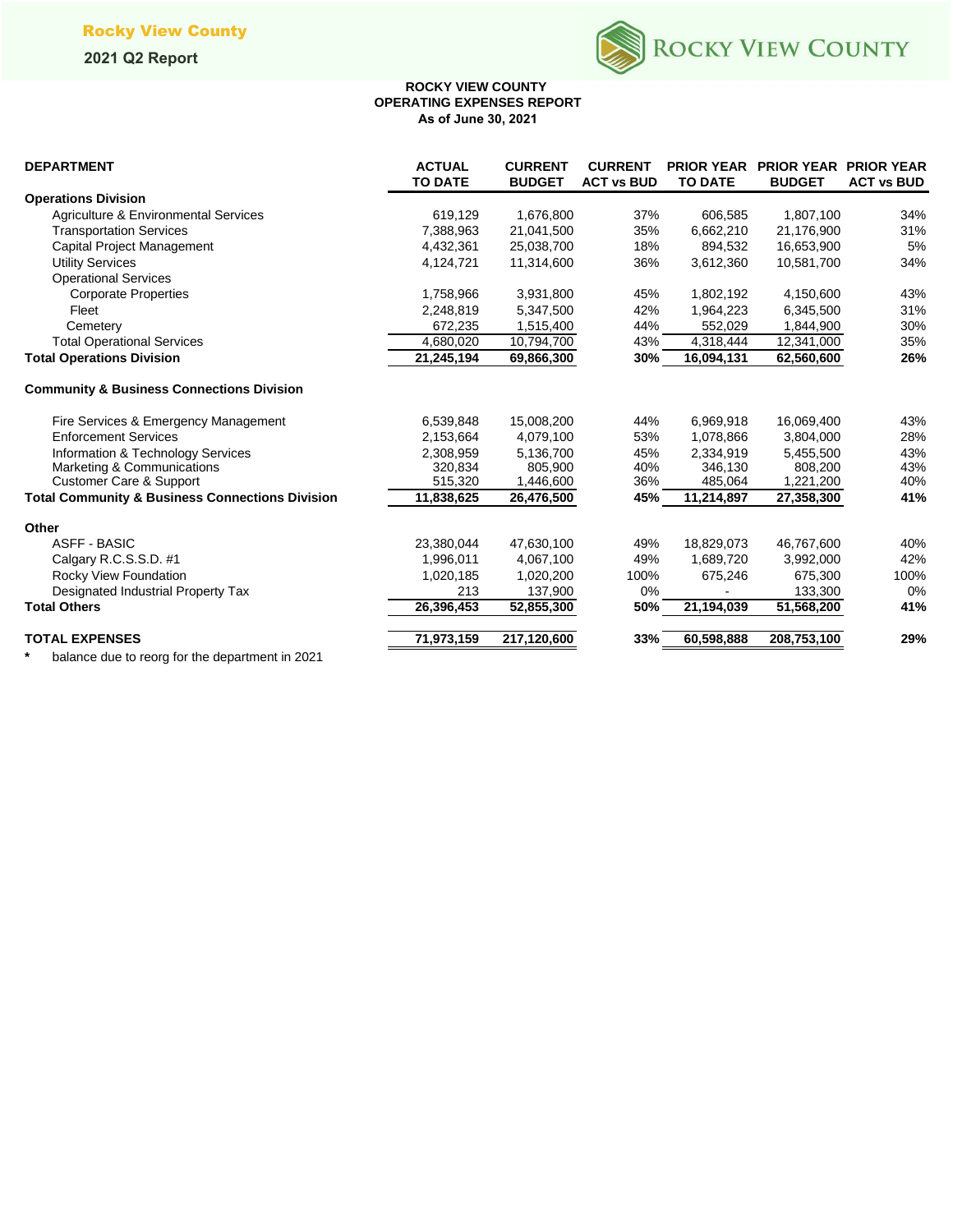**ROCKY VIEW COUNTY**
**OPERATING EXPENSES REPORT**
**As of June 30, 2021**

| DEPARTMENT | ACTUAL TO DATE | CURRENT BUDGET | CURRENT ACT vs BUD | PRIOR YEAR TO DATE | PRIOR YEAR BUDGET | PRIOR YEAR ACT vs BUD |
|---|---|---|---|---|---|---|
| **Operations Division** | | | | | | |
| Agriculture & Environmental Services | 619,129 | 1,676,800 | 37% | 606,585 | 1,807,100 | 34% |
| Transportation Services | 7,388,963 | 21,041,500 | 35% | 6,662,210 | 21,176,900 | 31% |
| Capital Project Management | 4,432,361 | 25,038,700 | 18% | 894,532 | 16,653,900 | 5% |
| Utility Services | 4,124,721 | 11,314,600 | 36% | 3,612,360 | 10,581,700 | 34% |
| Operational Services | | | | | | |
| Corporate Properties | 1,758,966 | 3,931,800 | 45% | 1,802,192 | 4,150,600 | 43% |
| Fleet | 2,248,819 | 5,347,500 | 42% | 1,964,223 | 6,345,500 | 31% |
| Cemetery | 672,235 | 1,515,400 | 44% | 552,029 | 1,844,900 | 30% |
| Total Operational Services | 4,680,020 | 10,794,700 | 43% | 4,318,444 | 12,341,000 | 35% |
| **Total Operations Division** | **21,245,194** | **69,866,300** | **30%** | **16,094,131** | **62,560,600** | **26%** |
| **Community & Business Connections Division** | | | | | | |
| Fire Services & Emergency Management | 6,539,848 | 15,008,200 | 44% | 6,969,918 | 16,069,400 | 43% |
| Enforcement Services | 2,153,664 | 4,079,100 | 53% | 1,078,866 | 3,804,000 | 28% |
| Information & Technology Services | 2,308,959 | 5,136,700 | 45% | 2,334,919 | 5,455,500 | 43% |
| Marketing & Communications | 320,834 | 805,900 | 40% | 346,130 | 808,200 | 43% |
| Customer Care & Support | 515,320 | 1,446,600 | 36% | 485,064 | 1,221,200 | 40% |
| **Total Community & Business Connections Division** | **11,838,625** | **26,476,500** | **45%** | **11,214,897** | **27,358,300** | **41%** |
| **Other** | | | | | | |
| ASFF - BASIC | 23,380,044 | 47,630,100 | 49% | 18,829,073 | 46,767,600 | 40% |
| Calgary R.C.S.S.D. #1 | 1,996,011 | 4,067,100 | 49% | 1,689,720 | 3,992,000 | 42% |
| Rocky View Foundation | 1,020,185 | 1,020,200 | 100% | 675,246 | 675,300 | 100% |
| Designated Industrial Property Tax | 213 | 137,900 | 0% | - | 133,300 | 0% |
| **Total Others** | **26,396,453** | **52,855,300** | **50%** | **21,194,039** | **51,568,200** | **41%** |
| **TOTAL EXPENSES** | **71,973,159** | **217,120,600** | **33%** | **60,598,888** | **208,753,100** | **29%** |

\* balance due to reorg for the department in 2021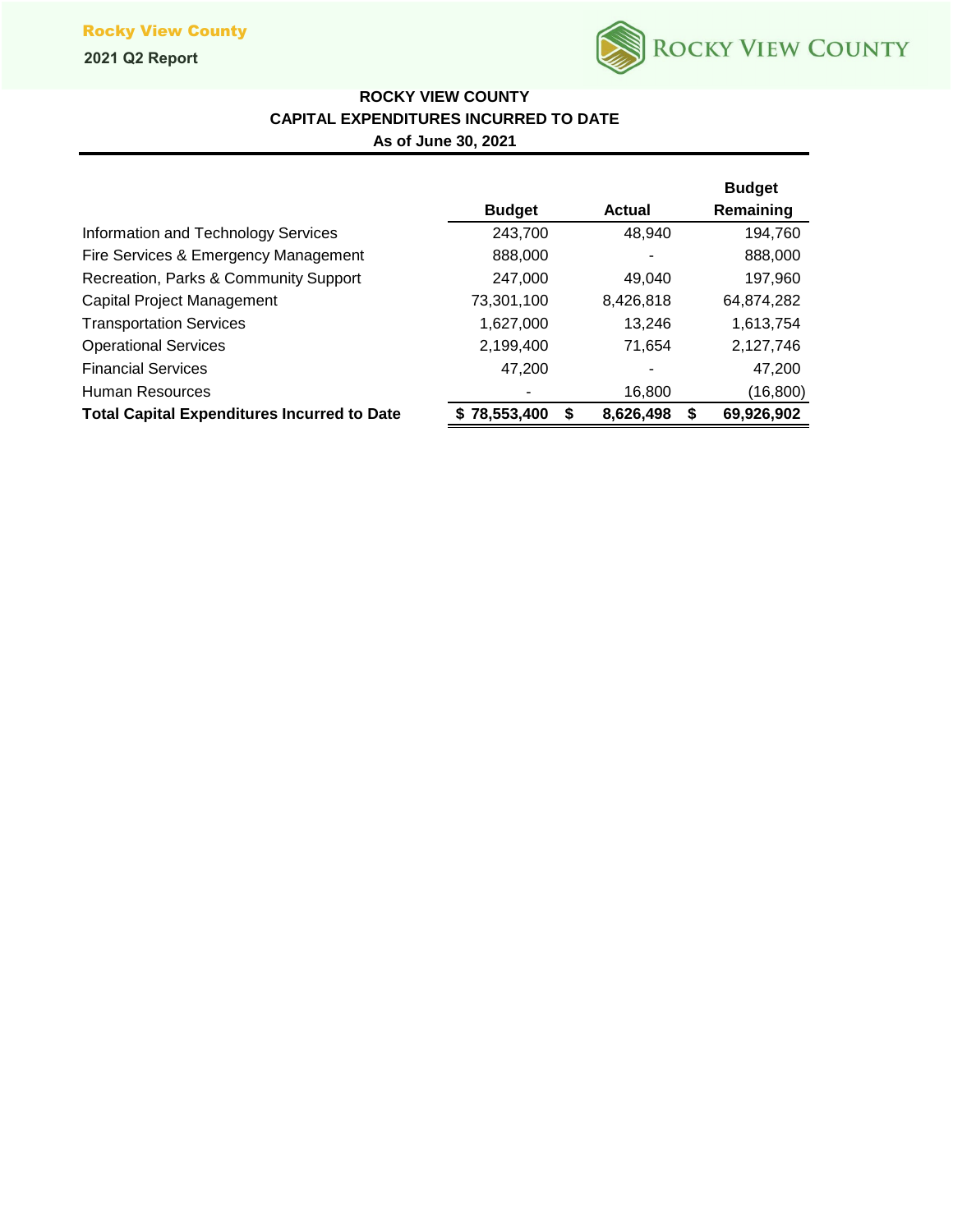## ROCKY VIEW COUNTY

### CAPITAL EXPENDITURES INCURRED TO DATE

**As of June 30, 2021**

| | Budget | Actual | Budget Remaining |
|---|---|---|---|
| Information and Technology Services | 243,700 | 48,940 | 194,760 |
| Fire Services & Emergency Management | 888,000 | - | 888,000 |
| Recreation, Parks & Community Support | 247,000 | 49,040 | 197,960 |
| Capital Project Management | 73,301,100 | 8,426,818 | 64,874,282 |
| Transportation Services | 1,627,000 | 13,246 | 1,613,754 |
| Operational Services | 2,199,400 | 71,654 | 2,127,746 |
| Financial Services | 47,200 | - | 47,200 |
| Human Resources | - | 16,800 | (16,800) |
| **Total Capital Expenditures Incurred to Date** | **$ 78,553,400** | **$ 8,626,498** | **$ 69,926,902** |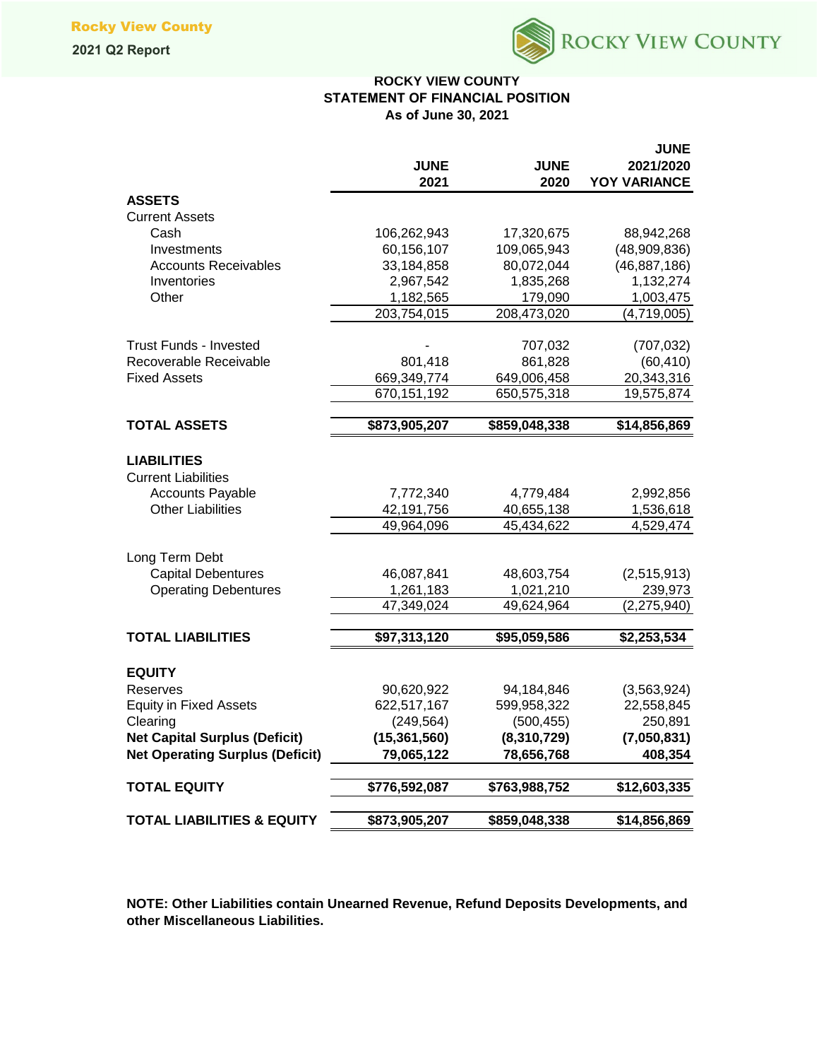# ROCKY VIEW COUNTY
## STATEMENT OF FINANCIAL POSITION
### As of June 30, 2021

| | JUNE 2021 | JUNE 2020 | JUNE 2021/2020 YOY VARIANCE |
|---|---|---|---|
| **ASSETS** | | | |
| Current Assets | | | |
| Cash | 106,262,943 | 17,320,675 | 88,942,268 |
| Investments | 60,156,107 | 109,065,943 | (48,909,836) |
| Accounts Receivables | 33,184,858 | 80,072,044 | (46,887,186) |
| Inventories | 2,967,542 | 1,835,268 | 1,132,274 |
| Other | 1,182,565 | 179,090 | 1,003,475 |
| | 203,754,015 | 208,473,020 | (4,719,005) |
| Trust Funds - Invested | - | 707,032 | (707,032) |
| Recoverable Receivable | 801,418 | 861,828 | (60,410) |
| Fixed Assets | 669,349,774 | 649,006,458 | 20,343,316 |
| | 670,151,192 | 650,575,318 | 19,575,874 |
| **TOTAL ASSETS** | **$873,905,207** | **$859,048,338** | **$14,856,869** |
| **LIABILITIES** | | | |
| Current Liabilities | | | |
| Accounts Payable | 7,772,340 | 4,779,484 | 2,992,856 |
| Other Liabilities | 42,191,756 | 40,655,138 | 1,536,618 |
| | 49,964,096 | 45,434,622 | 4,529,474 |
| Long Term Debt | | | |
| Capital Debentures | 46,087,841 | 48,603,754 | (2,515,913) |
| Operating Debentures | 1,261,183 | 1,021,210 | 239,973 |
| | 47,349,024 | 49,624,964 | (2,275,940) |
| **TOTAL LIABILITIES** | **$97,313,120** | **$95,059,586** | **$2,253,534** |
| **EQUITY** | | | |
| Reserves | 90,620,922 | 94,184,846 | (3,563,924) |
| Equity in Fixed Assets | 622,517,167 | 599,958,322 | 22,558,845 |
| Clearing | (249,564) | (500,455) | 250,891 |
| **Net Capital Surplus (Deficit)** | **(15,361,560)** | **(8,310,729)** | **(7,050,831)** |
| **Net Operating Surplus (Deficit)** | **79,065,122** | **78,656,768** | **408,354** |
| **TOTAL EQUITY** | **$776,592,087** | **$763,988,752** | **$12,603,335** |
| **TOTAL LIABILITIES & EQUITY** | **$873,905,207** | **$859,048,338** | **$14,856,869** |

**NOTE: Other Liabilities contain Unearned Revenue, Refund Deposits Developments, and other Miscellaneous Liabilities.**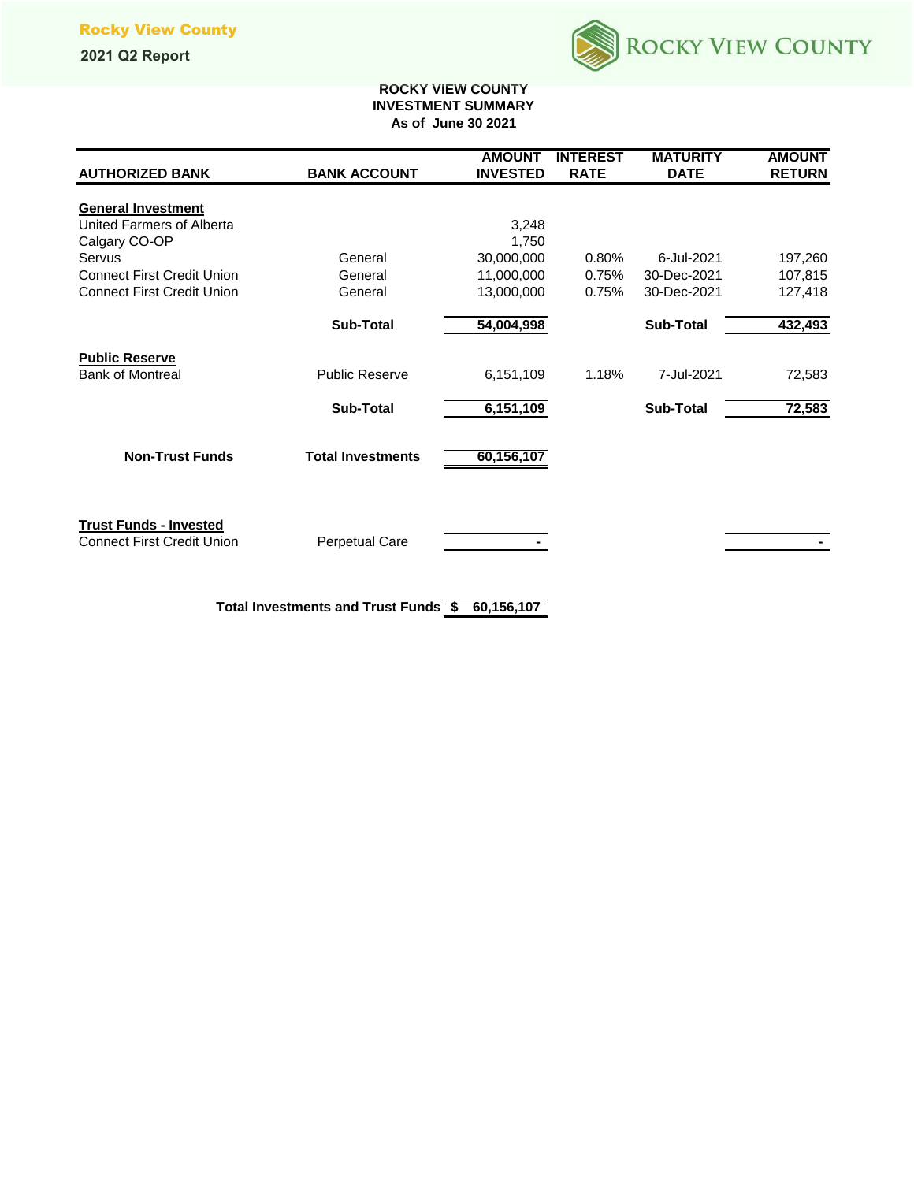# ROCKY VIEW COUNTY
## INVESTMENT SUMMARY
### As of June 30 2021

| AUTHORIZED BANK | BANK ACCOUNT | AMOUNT INVESTED | INTEREST RATE | MATURITY DATE | AMOUNT RETURN |
|---|---|---|---|---|---|
| **General Investment** | | | | | |
| United Farmers of Alberta | | 3,248 | | | |
| Calgary CO-OP | | 1,750 | | | |
| Servus | General | 30,000,000 | 0.80% | 6-Jul-2021 | 197,260 |
| Connect First Credit Union | General | 11,000,000 | 0.75% | 30-Dec-2021 | 107,815 |
| Connect First Credit Union | General | 13,000,000 | 0.75% | 30-Dec-2021 | 127,418 |
| | **Sub-Total** | **54,004,998** | | **Sub-Total** | **432,493** |
| **Public Reserve** | | | | | |
| Bank of Montreal | Public Reserve | 6,151,109 | 1.18% | 7-Jul-2021 | 72,583 |
| | **Sub-Total** | **6,151,109** | | **Sub-Total** | **72,583** |
| **Non-Trust Funds** | **Total Investments** | **60,156,107** | | | |
| **Trust Funds - Invested** | | | | | |
| Connect First Credit Union | Perpetual Care | - | | | - |
| | **Total Investments and Trust Funds** | **$ 60,156,107** | | | |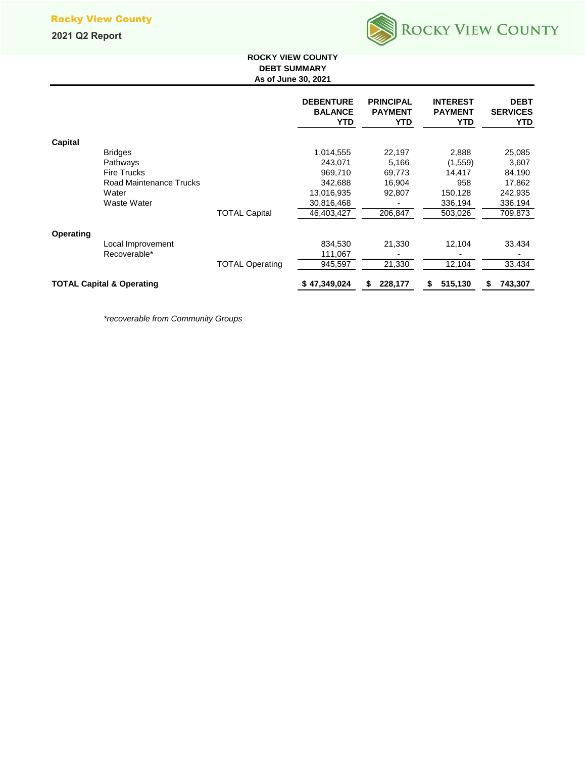**ROCKY VIEW COUNTY**
**DEBT SUMMARY**
**As of June 30, 2021**

| | | | DEBENTURE BALANCE YTD | PRINCIPAL PAYMENT YTD | INTEREST PAYMENT YTD | DEBT SERVICES YTD |
|---|---|---|---|---|---|---|
| **Capital** | | | | | | |
| | Bridges | | 1,014,555 | 22,197 | 2,888 | 25,085 |
| | Pathways | | 243,071 | 5,166 | (1,559) | 3,607 |
| | Fire Trucks | | 969,710 | 69,773 | 14,417 | 84,190 |
| | Road Maintenance Trucks | | 342,688 | 16,904 | 958 | 17,862 |
| | Water | | 13,016,935 | 92,807 | 150,128 | 242,935 |
| | Waste Water | | 30,816,468 | - | 336,194 | 336,194 |
| | | TOTAL Capital | 46,403,427 | 206,847 | 503,026 | 709,873 |
| **Operating** | | | | | | |
| | Local Improvement | | 834,530 | 21,330 | 12,104 | 33,434 |
| | Recoverable* | | 111,067 | - | - | - |
| | | TOTAL Operating | 945,597 | 21,330 | 12,104 | 33,434 |
| **TOTAL Capital & Operating** | | | **$ 47,349,024** | **$ 228,177** | **$ 515,130** | **$ 743,307** |

*\*recoverable from Community Groups*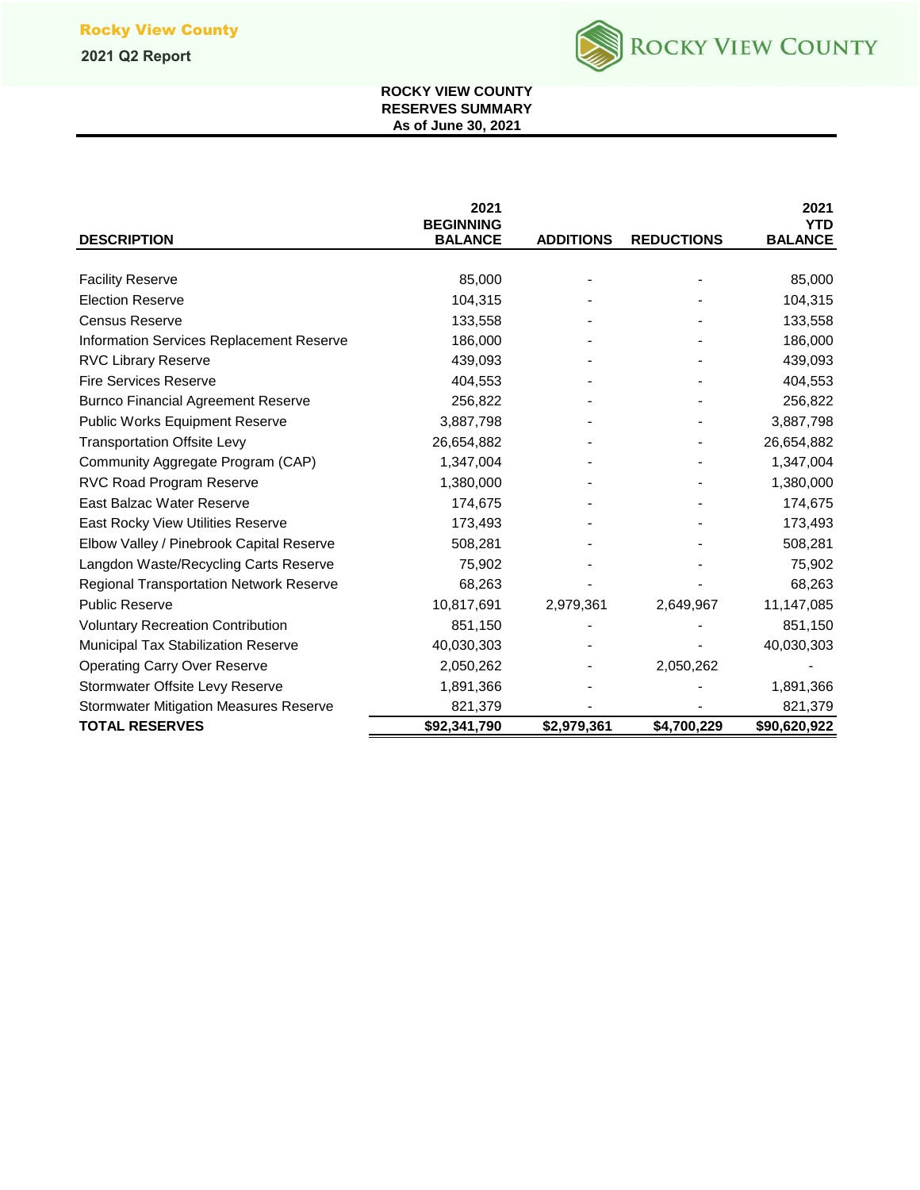**ROCKY VIEW COUNTY**
**RESERVES SUMMARY**
**As of June 30, 2021**

| DESCRIPTION | 2021 BEGINNING BALANCE | ADDITIONS | REDUCTIONS | 2021 YTD BALANCE |
|---|---|---|---|---|
| Facility Reserve | 85,000 | - | - | 85,000 |
| Election Reserve | 104,315 | - | - | 104,315 |
| Census Reserve | 133,558 | - | - | 133,558 |
| Information Services Replacement Reserve | 186,000 | - | - | 186,000 |
| RVC Library Reserve | 439,093 | - | - | 439,093 |
| Fire Services Reserve | 404,553 | - | - | 404,553 |
| Burnco Financial Agreement Reserve | 256,822 | - | - | 256,822 |
| Public Works Equipment Reserve | 3,887,798 | - | - | 3,887,798 |
| Transportation Offsite Levy | 26,654,882 | - | - | 26,654,882 |
| Community Aggregate Program (CAP) | 1,347,004 | - | - | 1,347,004 |
| RVC Road Program Reserve | 1,380,000 | - | - | 1,380,000 |
| East Balzac Water Reserve | 174,675 | - | - | 174,675 |
| East Rocky View Utilities Reserve | 173,493 | - | - | 173,493 |
| Elbow Valley / Pinebrook Capital Reserve | 508,281 | - | - | 508,281 |
| Langdon Waste/Recycling Carts Reserve | 75,902 | - | - | 75,902 |
| Regional Transportation Network Reserve | 68,263 | - | - | 68,263 |
| Public Reserve | 10,817,691 | 2,979,361 | 2,649,967 | 11,147,085 |
| Voluntary Recreation Contribution | 851,150 | - | - | 851,150 |
| Municipal Tax Stabilization Reserve | 40,030,303 | - | - | 40,030,303 |
| Operating Carry Over Reserve | 2,050,262 | - | 2,050,262 | - |
| Stormwater Offsite Levy Reserve | 1,891,366 | - | - | 1,891,366 |
| Stormwater Mitigation Measures Reserve | 821,379 | - | - | 821,379 |
| **TOTAL RESERVES** | **$92,341,790** | **$2,979,361** | **$4,700,229** | **$90,620,922** |